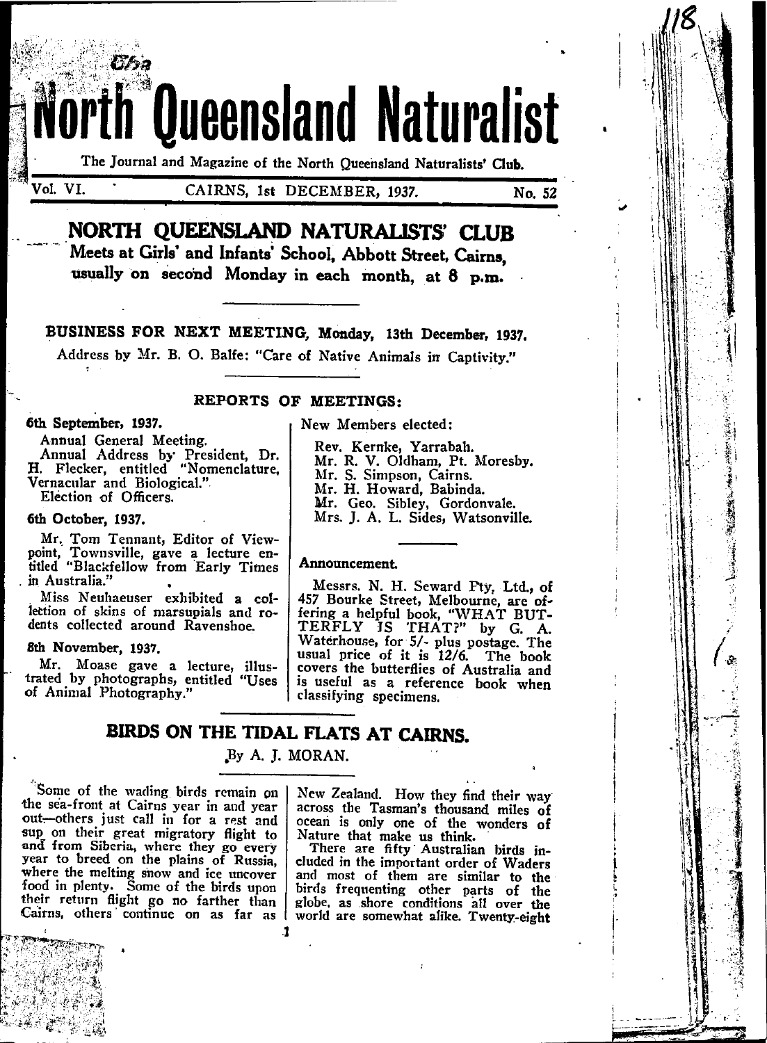# The North Queensland Naturalist

The Journal and Magazine of the North Queensland Naturalists' Club.

Vol. VI. CAIRNS, 1st DECEMBER, 1937. No. 52

## NORTH QUEENSLAND NATURALISTS' CLUB

**Meets at Girls' and Infants' School, Abbott Street, Cairns, usually on second Monday in each month, at 8 p.m.**

---

**BUSINESS FOR NEXT MEETING, Monday, 13th December, 1937.**

Address by Mr. B. O. Balfe: "Care of Native Animals in Captivity."

---

### REPORTS OF MEETINGS:

**6th September, 1937.**

Annual General Meeting.

Annual Address by President, Dr. H. Flecker, entitled "Nomenclature, Vernacular and Biological."

Election of Officers.

**6th October, 1937.**

Mr. Tom Tennant, Editor of Viewpoint, Townsville, gave a lecture entitled "Blackfellow from Early Times in Australia."

Miss Neuhaeuser exhibited a collection of skins of marsupials and rodents collected around Ravenshoe.

**8th November, 1937.**

Mr. Moase gave a lecture, illustrated by photographs, entitled "Uses of Animal Photography."

New Members elected:

Rev. Kernke, Yarrabah.
Mr. R. V. Oldham, Pt. Moresby.
Mr. S. Simpson, Cairns.
Mr. H. Howard, Babinda.
Mr. Geo. Sibley, Gordonvale.
Mrs. J. A. L. Sides, Watsonville.

---

**Announcement.**

Messrs. N. H. Seward Pty. Ltd., of 457 Bourke Street, Melbourne, are offering a helpful book, "WHAT BUTTERFLY IS THAT?" by G. A. Waterhouse, for 5/- plus postage. The usual price of it is 12/6. The book covers the butterflies of Australia and is useful as a reference book when classifying specimens.

---

## BIRDS ON THE TIDAL FLATS AT CAIRNS.

By A. J. MORAN.

Some of the wading birds remain on the sea-front at Cairns year in and year out—others just call in for a rest and sup on their great migratory flight to and from Siberia, where they go every year to breed on the plains of Russia, where the melting snow and ice uncover food in plenty. Some of the birds upon their return flight go no farther than Cairns, others continue on as far as New Zealand. How they find their way across the Tasman's thousand miles of ocean is only one of the wonders of Nature that make us think.

There are fifty Australian birds included in the important order of Waders and most of them are similar to the birds frequenting other parts of the globe, as shore conditions all over the world are somewhat alike. Twenty-eight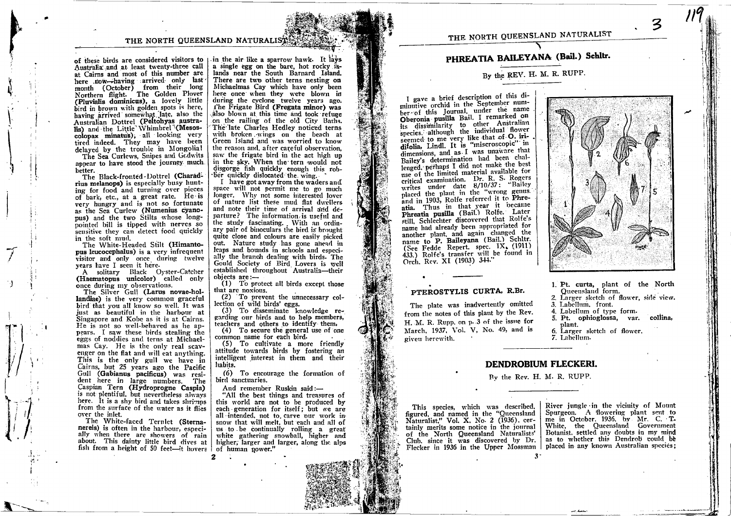of these birds are considered visitors to Australia and at least twenty-three call at Cairns and most of this number are here now—having arrived only last month (October) from their long Northern flight. The Golden Plover (**Pluvialis dominicus**), a lovely little bird in brown with golden spots is here, having arrived somewhat late, also the Australian Dottrel (**Peltohyas australis**) and the Little Whimbrel (**Mesoscolopax minutus**), all looking very tired indeed. They may have been delayed by the trouble in Mongolia!

The Sea Curlews, Snipes and Godwits appear to have stood the journey much better.

The Black-fronted Dottrel (**Charadrius melanops**) is especially busy hunting for food and turning over pieces of bark, etc., at a great rate. He is very hungry and is not so fortunate as the Sea Curlew (**Numenius cyanopus**) and the two Stilts whose long-pointed bill is tipped with nerves so sensitive they can detect food quickly in the soft mud.

The White-Headed Stilt (**Himantopus leucocephalus**) is a very infrequent visitor and only once during twelve years have I seen it here.

A solitary Black Oyster-Catcher (**Haematopus unicolor**) called only once during my observations.

The Silver Gull (**Larus novae-hollandiae**) is the very common graceful bird that you all know so well. It was just as beautiful in the harbour at Singapore and Kobe as it is at Cairns. He is not so well-behaved as he appears. I saw these birds stealing the eggs of noddies and terns at Michaelmas Cay. He is the only real scavenger on the flat and will eat anything. This is the only gull we have in Cairns, but 25 years ago the Pacific Gull (**Gabianus pacificus**) was resident here in large numbers. The Caspian Tern (**Hydroprogne Caspia**) is not plentiful, but nevertheless always here. It is a shy bird and takes shrimps from the surface of the water as it flies over the inlet.

The White-faced Ternlet (**Sternanereis**) is often in the harbour, especially when there are showers of rain about. This dainty little bird dives at fish from a height of 50 feet—it hovers in the air like a sparrow hawk. It lays a single egg on the bare, hot rocky islands near the South Barnard Island. There are two other terns nesting on Michaelmas Cay which have only been here once when they were blown in during the cyclone twelve years ago. The Frigate Bird (**Fregata minor**) was also blown in at this time and took refuge on the railing of the old City Baths. The late Charles Hedley noticed terns with broken wings on the beach at Green Island and was worried to know the reason and, after careful observation, saw the frigate bird in the act high up in the sky. When the tern would not disgorge fish quickly enough this robber quickly dislocated the wing.

I have got away from the waders and space will not permit me to go much longer. Why not some interested lover of nature list these mud flat dwellers and note their time of arrival and departure? The information is useful and the study fascinating. With an ordinary pair of binoculars the bird is brought quite close and colours are easily picked out. Nature study has gone ahead in leaps and bounds in schools and especially the branch dealing with birds. The Gould Society of Bird Lovers is well established throughout Australia—their objects are:—

(1) To protect all birds except those that are noxious.

(2) To prevent the unnecessary collection of wild birds' eggs.

(3) To disseminate knowledge regarding our birds and to help members, teachers and others to identify them.

(4) To secure the general use of one common name for each bird.

(5) To cultivate a more friendly attitude towards birds by fostering an intelligent interest in them and their habits.

(6) To encourage the formation of bird sanctuaries.

And remember Ruskin said:—

"All the best things and treasures of this world are not to be produced by each generation for itself; but we are all intended, not to carve our work in snow that will melt, but each and all of us to be continually rolling a great white gathering snowball, higher and higher, larger and larger, along the alps of human power."

## PHREATIA BAILEYANA (Bail.) Schltr.

By the REV. H. M. R. RUPP.

I gave a brief description of this diminutive orchid in the September number of this Journal, under the name **Oberonia pusilla** Bail. I remarked on its dissimilarity to other Australian species, although the individual flower seemed to me very like that of **O. iridifolia**, Lindl. It is "miscroscopic" in dimensions, and as I was unaware that Bailey's determination had been challenged, perhaps I did not make the best use of the limited material available for critical examination. Dr. R. S. Rogers writes under date 8/10/37: "Bailey placed the plant in the wrong genus, and in 1903, Rolfe referred it to **Phreatia**. Thus in that year it became **Phreatia pusilla** (Bail.) Rolfe. Later still, Schlechter discovered that Rolfe's name had already been appropriated for another plant, and again changed the name to **P. Baileyana** (Bail.) Schltr. (See Fedde Repert. spec. IX, (1911) 433.) Rolfe's transfer will be found in Orch. Rev. XI (1903) 344."

## PTEROSTYLIS CURTA, R.Br.

The plate was inadvertently omitted from the notes of this plant by the Rev. H. M. R. Rupp, on p. 3 of the issue for March, 1937, Vol. V, No. 49, and is given herewith.

1. Pt. curta, plant of the North Queensland form.
2. Larger sketch of flower, side view.
3. Labellum, front.
4. Labellum of type form.
5. Pt. ophioglossa, var. collina, plant.
6. Larger sketch of flower.
7. Labellum.

## DENDROBIUM FLECKERI.

By the Rev. H. M. R. RUPP.

This species, which was described, figured, and named in the "Queensland Naturalist," Vol. X, No. 2 (1936), certainly merits some notice in the journal of the North Queensland Naturalists' Club, since it was discovered by Dr. Flecker in 1936 in the Upper Mossman River jungle in the vicinity of Mount Spurgeon. A flowering plant sent to me in October, 1936, by Mr. C. T. White, the Queensland Government Botanist, settled any doubts in my mind as to whether this Dendrob could be placed in any known Australian species;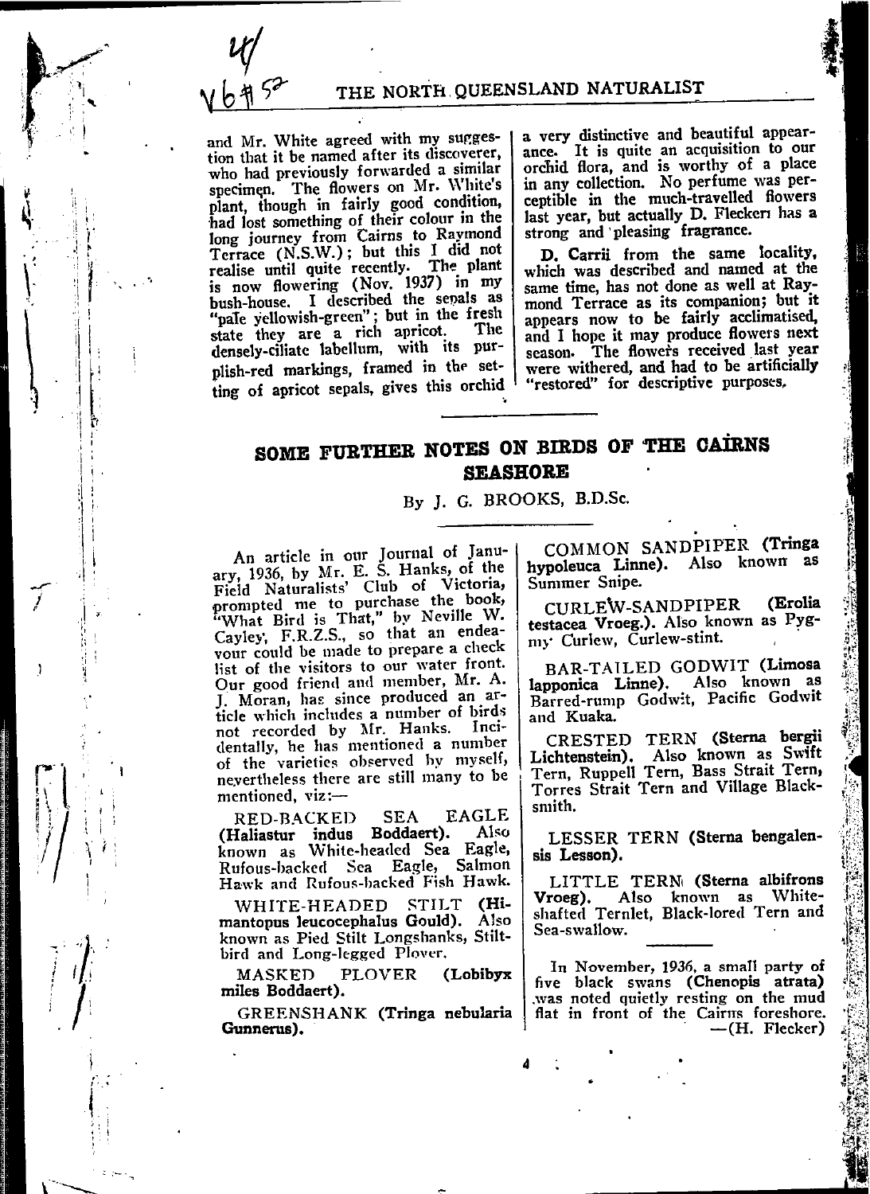and Mr. White agreed with my suggestion that it be named after its discoverer, who had previously forwarded a similar specimen. The flowers on Mr. White's plant, though in fairly good condition, had lost something of their colour in the long journey from Cairns to Raymond Terrace (N.S.W.); but this I did not realise until quite recently. The plant is now flowering (Nov. 1937) in my bush-house. I described the sepals as "pale yellowish-green"; but in the fresh state they are a rich apricot. The densely-ciliate labellum, with its purplish-red markings, framed in the setting of apricot sepals, gives this orchid a very distinctive and beautiful appearance. It is quite an acquisition to our orchid flora, and is worthy of a place in any collection. No perfume was perceptible in the much-travelled flowers last year, but actually D. Fleckeri has a strong and pleasing fragrance.

D. Carrii from the same locality, which was described and named at the same time, has not done as well at Raymond Terrace as its companion; but it appears now to be fairly acclimatised, and I hope it may produce flowers next season. The flowers received last year were withered, and had to be artificially "restored" for descriptive purposes.

---

## SOME FURTHER NOTES ON BIRDS OF THE CAIRNS SEASHORE

By J. G. BROOKS, B.D.Sc.

An article in our Journal of January, 1936, by Mr. E. S. Hanks, of the Field Naturalists' Club of Victoria, prompted me to purchase the book, "What Bird is That," by Neville W. Cayley, F.R.Z.S., so that an endeavour could be made to prepare a check list of the visitors to our water front. Our good friend and member, Mr. A. J. Moran, has since produced an article which includes a number of birds not recorded by Mr. Hanks. Incidentally, he has mentioned a number of the varieties observed by myself, nevertheless there are still many to be mentioned, viz:—

RED-BACKED SEA EAGLE **(Haliastur indus Boddaert).** Also known as White-headed Sea Eagle, Rufous-backed Sea Eagle, Salmon Hawk and Rufous-backed Fish Hawk.

WHITE-HEADED STILT **(Himantopus leucocephalus Gould).** Also known as Pied Stilt Longshanks, Stiltbird and Long-legged Plover.

MASKED PLOVER **(Lobibyx miles Boddaert).**

GREENSHANK **(Tringa nebularia Gunnerus).**

COMMON SANDPIPER **(Tringa hypoleuca Linne).** Also known as Summer Snipe.

CURLEW-SANDPIPER **(Erolia testacea Vroeg.).** Also known as Pygmy Curlew, Curlew-stint.

BAR-TAILED GODWIT **(Limosa lapponica Linne).** Also known as Barred-rump Godwit, Pacific Godwit and Kuaka.

CRESTED TERN **(Sterna bergii Lichtenstein).** Also known as Swift Tern, Ruppell Tern, Bass Strait Tern, Torres Strait Tern and Village Blacksmith.

LESSER TERN **(Sterna bengalensis Lesson).**

LITTLE TERN **(Sterna albifrons Vroeg).** Also known as White-shafted Ternlet, Black-lored Tern and Sea-swallow.

---

In November, 1936, a small party of five black swans **(Chenopis atrata)** was noted quietly resting on the mud flat in front of the Cairns foreshore.
—(H. Flecker)